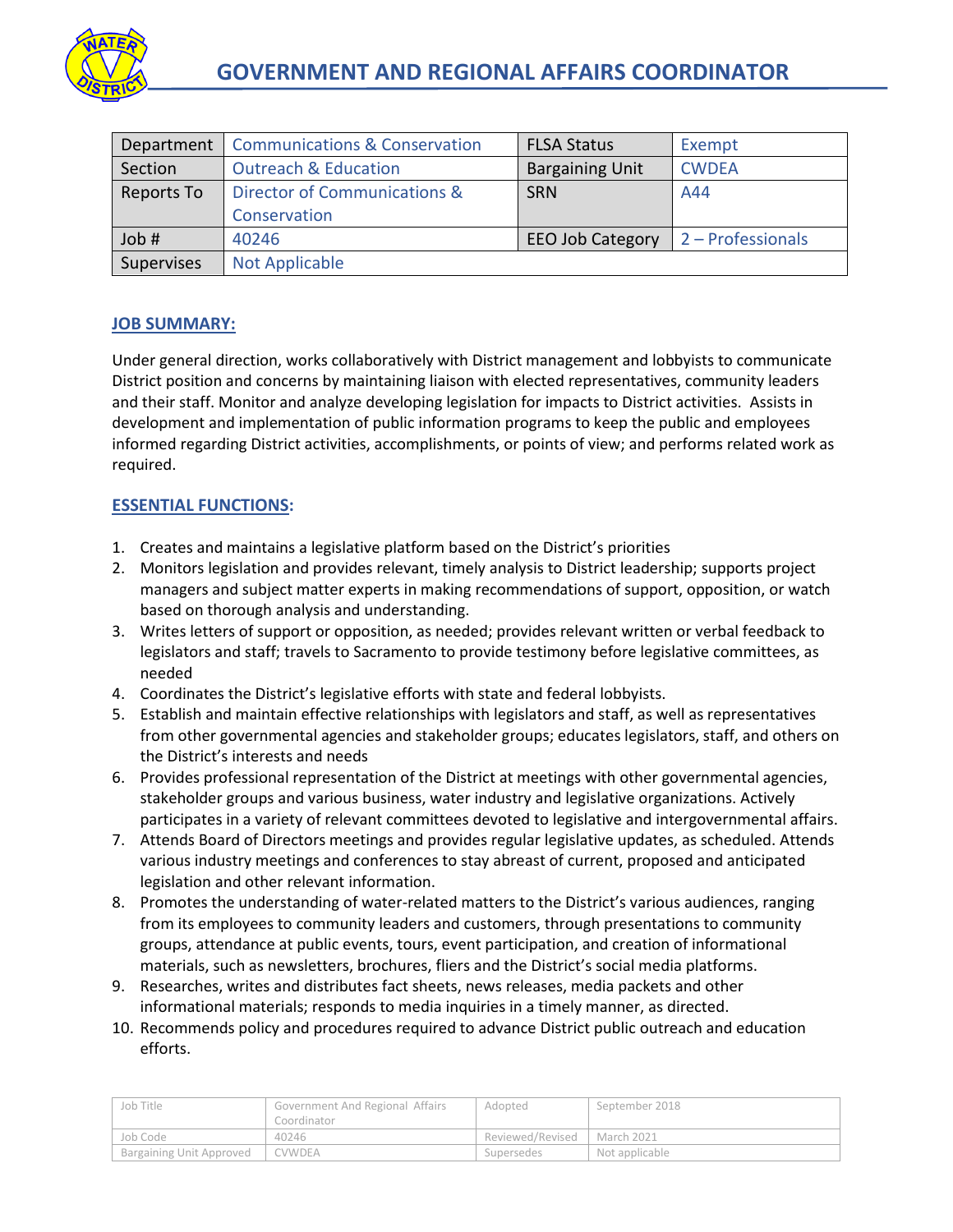# GOVERNMENT AND REGIONAL AFFAIRS COORDINATOR

| Department | Communications & Conservation | FLSA Status | Exempt |
|---|---|---|---|
| Section | Outreach & Education | Bargaining Unit | CWDEA |
| Reports To | Director of Communications & Conservation | SRN | A44 |
| Job # | 40246 | EEO Job Category | 2 – Professionals |
| Supervises | Not Applicable | | |

## JOB SUMMARY:

Under general direction, works collaboratively with District management and lobbyists to communicate District position and concerns by maintaining liaison with elected representatives, community leaders and their staff. Monitor and analyze developing legislation for impacts to District activities. Assists in development and implementation of public information programs to keep the public and employees informed regarding District activities, accomplishments, or points of view; and performs related work as required.

## ESSENTIAL FUNCTIONS:

1. Creates and maintains a legislative platform based on the District's priorities
2. Monitors legislation and provides relevant, timely analysis to District leadership; supports project managers and subject matter experts in making recommendations of support, opposition, or watch based on thorough analysis and understanding.
3. Writes letters of support or opposition, as needed; provides relevant written or verbal feedback to legislators and staff; travels to Sacramento to provide testimony before legislative committees, as needed
4. Coordinates the District's legislative efforts with state and federal lobbyists.
5. Establish and maintain effective relationships with legislators and staff, as well as representatives from other governmental agencies and stakeholder groups; educates legislators, staff, and others on the District's interests and needs
6. Provides professional representation of the District at meetings with other governmental agencies, stakeholder groups and various business, water industry and legislative organizations. Actively participates in a variety of relevant committees devoted to legislative and intergovernmental affairs.
7. Attends Board of Directors meetings and provides regular legislative updates, as scheduled. Attends various industry meetings and conferences to stay abreast of current, proposed and anticipated legislation and other relevant information.
8. Promotes the understanding of water-related matters to the District's various audiences, ranging from its employees to community leaders and customers, through presentations to community groups, attendance at public events, tours, event participation, and creation of informational materials, such as newsletters, brochures, fliers and the District's social media platforms.
9. Researches, writes and distributes fact sheets, news releases, media packets and other informational materials; responds to media inquiries in a timely manner, as directed.
10. Recommends policy and procedures required to advance District public outreach and education efforts.

| Job Title | Government And Regional Affairs Coordinator | Adopted | September 2018 |
|---|---|---|---|
| Job Code | 40246 | Reviewed/Revised | March 2021 |
| Bargaining Unit Approved | CVWDEA | Supersedes | Not applicable |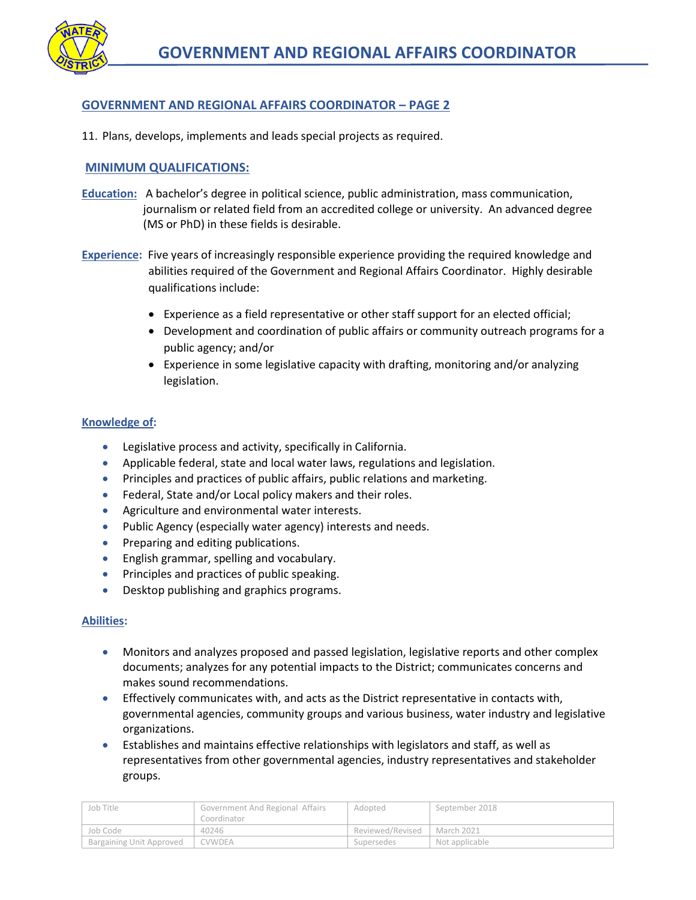## GOVERNMENT AND REGIONAL AFFAIRS COORDINATOR – PAGE 2

11. Plans, develops, implements and leads special projects as required.

## MINIMUM QUALIFICATIONS:

**Education:** A bachelor's degree in political science, public administration, mass communication, journalism or related field from an accredited college or university. An advanced degree (MS or PhD) in these fields is desirable.

**Experience:** Five years of increasingly responsible experience providing the required knowledge and abilities required of the Government and Regional Affairs Coordinator. Highly desirable qualifications include:

- Experience as a field representative or other staff support for an elected official;
- Development and coordination of public affairs or community outreach programs for a public agency; and/or
- Experience in some legislative capacity with drafting, monitoring and/or analyzing legislation.

### Knowledge of:

- Legislative process and activity, specifically in California.
- Applicable federal, state and local water laws, regulations and legislation.
- Principles and practices of public affairs, public relations and marketing.
- Federal, State and/or Local policy makers and their roles.
- Agriculture and environmental water interests.
- Public Agency (especially water agency) interests and needs.
- Preparing and editing publications.
- English grammar, spelling and vocabulary.
- Principles and practices of public speaking.
- Desktop publishing and graphics programs.

### Abilities:

- Monitors and analyzes proposed and passed legislation, legislative reports and other complex documents; analyzes for any potential impacts to the District; communicates concerns and makes sound recommendations.
- Effectively communicates with, and acts as the District representative in contacts with, governmental agencies, community groups and various business, water industry and legislative organizations.
- Establishes and maintains effective relationships with legislators and staff, as well as representatives from other governmental agencies, industry representatives and stakeholder groups.

| Job Title | Government And Regional Affairs Coordinator | Adopted | September 2018 |
|---|---|---|---|
| Job Code | 40246 | Reviewed/Revised | March 2021 |
| Bargaining Unit Approved | CVWDEA | Supersedes | Not applicable |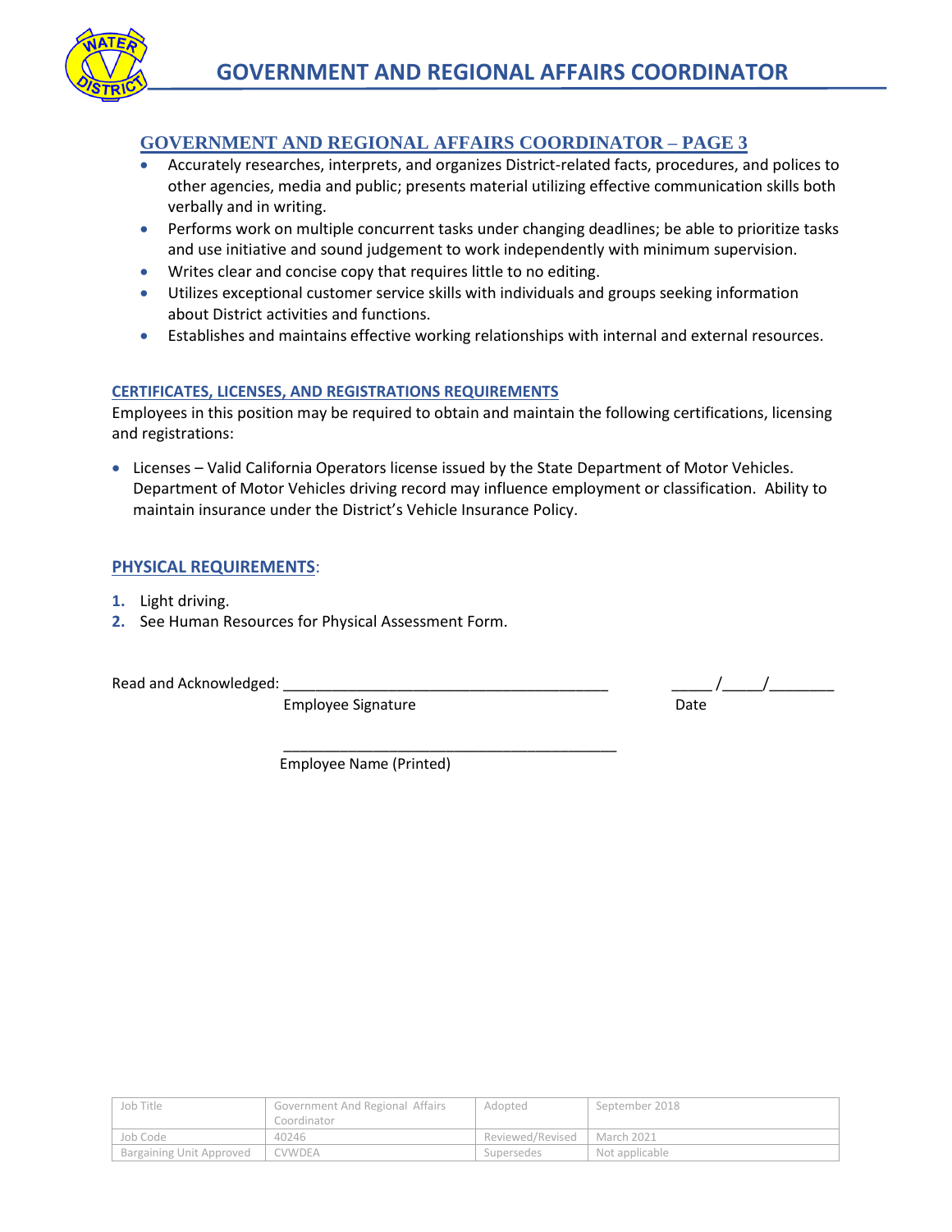## GOVERNMENT AND REGIONAL AFFAIRS COORDINATOR – PAGE 3

- Accurately researches, interprets, and organizes District-related facts, procedures, and polices to other agencies, media and public; presents material utilizing effective communication skills both verbally and in writing.
- Performs work on multiple concurrent tasks under changing deadlines; be able to prioritize tasks and use initiative and sound judgement to work independently with minimum supervision.
- Writes clear and concise copy that requires little to no editing.
- Utilizes exceptional customer service skills with individuals and groups seeking information about District activities and functions.
- Establishes and maintains effective working relationships with internal and external resources.

### CERTIFICATES, LICENSES, AND REGISTRATIONS REQUIREMENTS

Employees in this position may be required to obtain and maintain the following certifications, licensing and registrations:

- Licenses – Valid California Operators license issued by the State Department of Motor Vehicles. Department of Motor Vehicles driving record may influence employment or classification. Ability to maintain insurance under the District's Vehicle Insurance Policy.

### PHYSICAL REQUIREMENTS:

1. Light driving.
2. See Human Resources for Physical Assessment Form.

Read and Acknowledged: ________________________________________ _____/_____/________

Employee Signature Date

__________________________________________

Employee Name (Printed)

| | | | |
|---|---|---|---|
| Job Title | Government And Regional Affairs Coordinator | Adopted | September 2018 |
| Job Code | 40246 | Reviewed/Revised | March 2021 |
| Bargaining Unit Approved | CVWDEA | Supersedes | Not applicable |